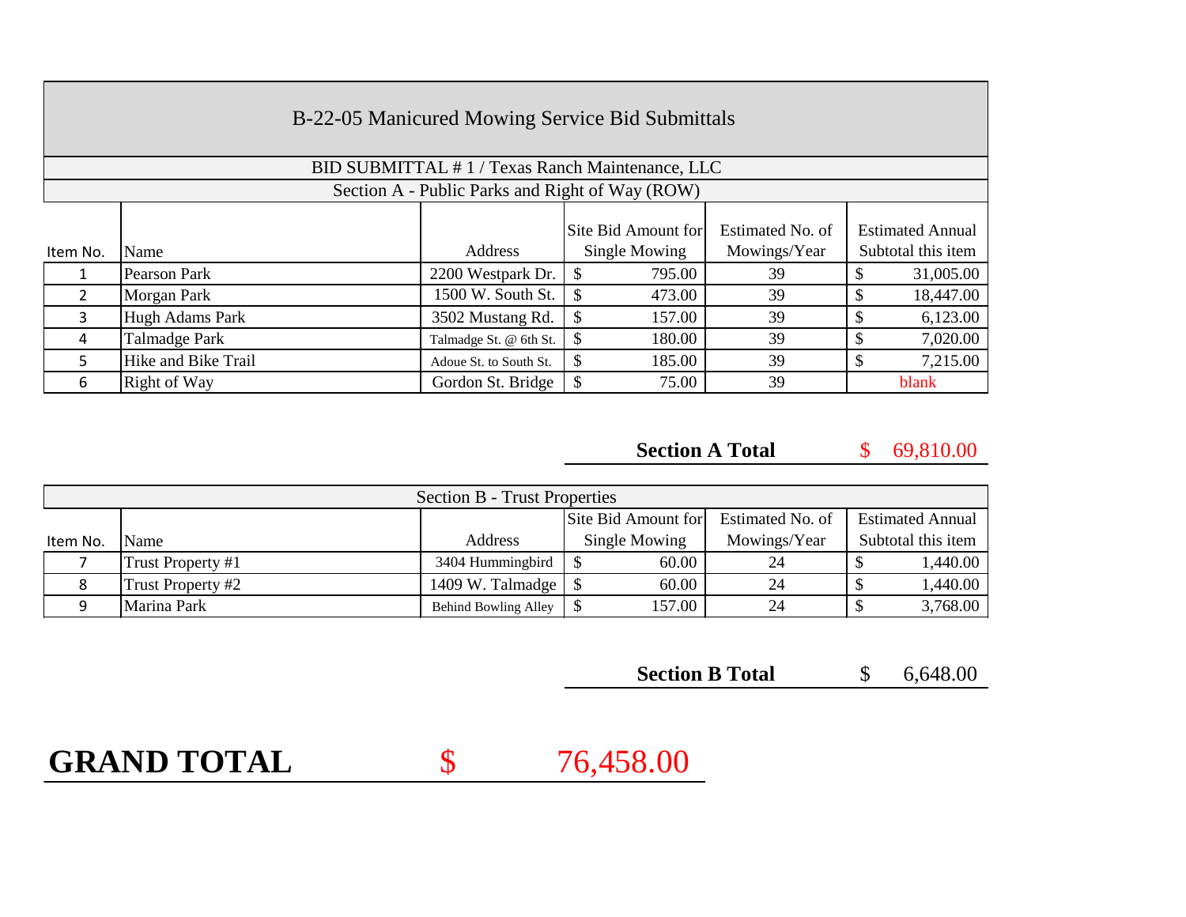# B-22-05 Manicured Mowing Service Bid Submittals

## BID SUBMITTAL # 1 / Texas Ranch Maintenance, LLC

### Section A - Public Parks and Right of Way (ROW)

| Item No. | Name | Address | Site Bid Amount for Single Mowing | Estimated No. of Mowings/Year | Estimated Annual Subtotal this item |
|---|---|---|---|---|---|
| 1 | Pearson Park | 2200 Westpark Dr. | $ 795.00 | 39 | $ 31,005.00 |
| 2 | Morgan Park | 1500 W. South St. | $ 473.00 | 39 | $ 18,447.00 |
| 3 | Hugh Adams Park | 3502 Mustang Rd. | $ 157.00 | 39 | $ 6,123.00 |
| 4 | Talmadge Park | Talmadge St. @ 6th St. | $ 180.00 | 39 | $ 7,020.00 |
| 5 | Hike and Bike Trail | Adoue St. to South St. | $ 185.00 | 39 | $ 7,215.00 |
| 6 | Right of Way | Gordon St. Bridge | $ 75.00 | 39 | blank |

**Section A Total** $ 69,810.00

### Section B - Trust Properties

| Item No. | Name | Address | Site Bid Amount for Single Mowing | Estimated No. of Mowings/Year | Estimated Annual Subtotal this item |
|---|---|---|---|---|---|
| 7 | Trust Property #1 | 3404 Hummingbird | $ 60.00 | 24 | $ 1,440.00 |
| 8 | Trust Property #2 | 1409 W. Talmadge | $ 60.00 | 24 | $ 1,440.00 |
| 9 | Marina Park | Behind Bowling Alley | $ 157.00 | 24 | $ 3,768.00 |

**Section B Total** $ 6,648.00

**GRAND TOTAL** $ 76,458.00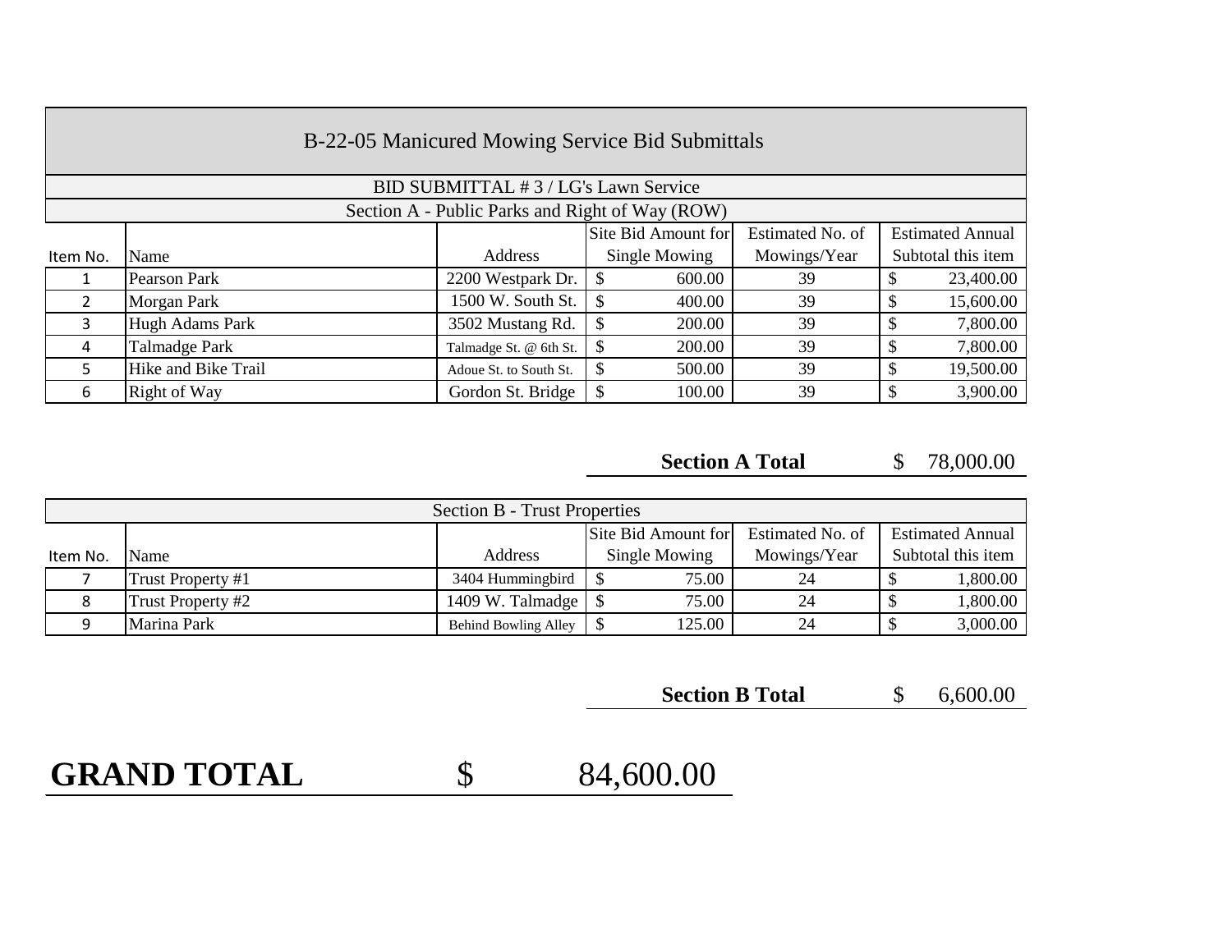# B-22-05 Manicured Mowing Service Bid Submittals

## BID SUBMITTAL # 3 / LG's Lawn Service

### Section A - Public Parks and Right of Way (ROW)

| Item No. | Name | Address | Site Bid Amount for Single Mowing | Estimated No. of Mowings/Year | Estimated Annual Subtotal this item |
|---|---|---|---|---|---|
| 1 | Pearson Park | 2200 Westpark Dr. | $ 600.00 | 39 | $ 23,400.00 |
| 2 | Morgan Park | 1500 W. South St. | $ 400.00 | 39 | $ 15,600.00 |
| 3 | Hugh Adams Park | 3502 Mustang Rd. | $ 200.00 | 39 | $ 7,800.00 |
| 4 | Talmadge Park | Talmadge St. @ 6th St. | $ 200.00 | 39 | $ 7,800.00 |
| 5 | Hike and Bike Trail | Adoue St. to South St. | $ 500.00 | 39 | $ 19,500.00 |
| 6 | Right of Way | Gordon St. Bridge | $ 100.00 | 39 | $ 3,900.00 |

**Section A Total** $ 78,000.00

### Section B - Trust Properties

| Item No. | Name | Address | Site Bid Amount for Single Mowing | Estimated No. of Mowings/Year | Estimated Annual Subtotal this item |
|---|---|---|---|---|---|
| 7 | Trust Property #1 | 3404 Hummingbird | $ 75.00 | 24 | $ 1,800.00 |
| 8 | Trust Property #2 | 1409 W. Talmadge | $ 75.00 | 24 | $ 1,800.00 |
| 9 | Marina Park | Behind Bowling Alley | $ 125.00 | 24 | $ 3,000.00 |

**Section B Total** $ 6,600.00

**GRAND TOTAL** $ 84,600.00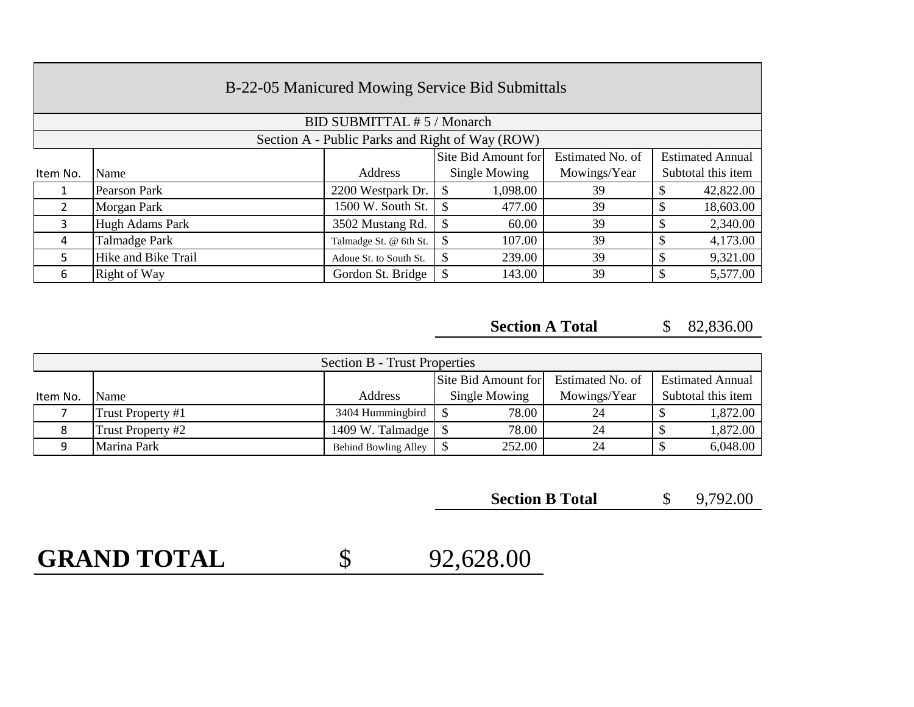## B-22-05 Manicured Mowing Service Bid Submittals

### BID SUBMITTAL # 5 / Monarch

**Section A - Public Parks and Right of Way (ROW)**

| Item No. | Name | Address | Site Bid Amount for Single Mowing | Estimated No. of Mowings/Year | Estimated Annual Subtotal this item |
|---|---|---|---|---|---|
| 1 | Pearson Park | 2200 Westpark Dr. | $ 1,098.00 | 39 | $ 42,822.00 |
| 2 | Morgan Park | 1500 W. South St. | $ 477.00 | 39 | $ 18,603.00 |
| 3 | Hugh Adams Park | 3502 Mustang Rd. | $ 60.00 | 39 | $ 2,340.00 |
| 4 | Talmadge Park | Talmadge St. @ 6th St. | $ 107.00 | 39 | $ 4,173.00 |
| 5 | Hike and Bike Trail | Adoue St. to South St. | $ 239.00 | 39 | $ 9,321.00 |
| 6 | Right of Way | Gordon St. Bridge | $ 143.00 | 39 | $ 5,577.00 |

**Section A Total** $ 82,836.00

**Section B - Trust Properties**

| Item No. | Name | Address | Site Bid Amount for Single Mowing | Estimated No. of Mowings/Year | Estimated Annual Subtotal this item |
|---|---|---|---|---|---|
| 7 | Trust Property #1 | 3404 Hummingbird | $ 78.00 | 24 | $ 1,872.00 |
| 8 | Trust Property #2 | 1409 W. Talmadge | $ 78.00 | 24 | $ 1,872.00 |
| 9 | Marina Park | Behind Bowling Alley | $ 252.00 | 24 | $ 6,048.00 |

**Section B Total** $ 9,792.00

# GRAND TOTAL $ 92,628.00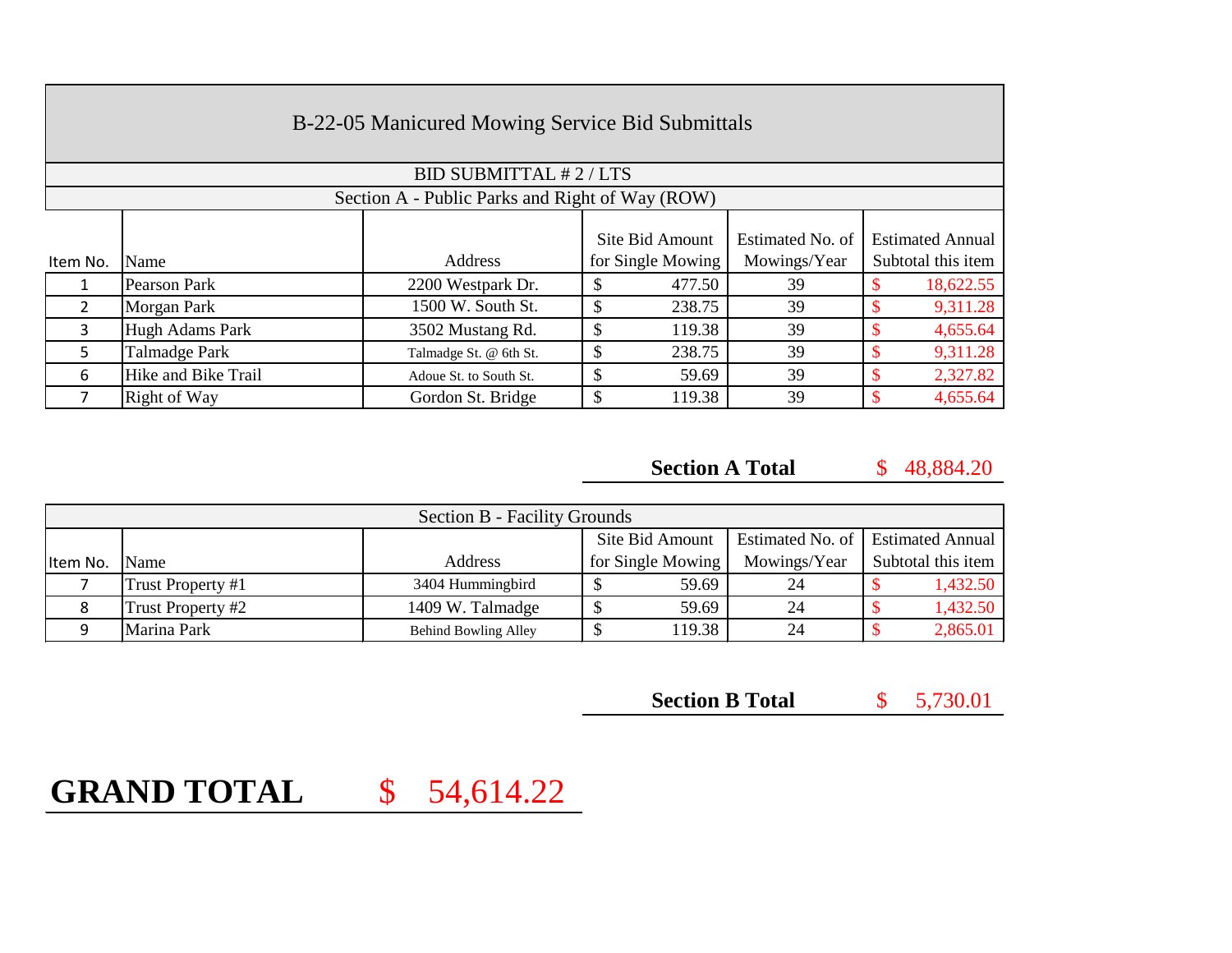# B-22-05 Manicured Mowing Service Bid Submittals

## BID SUBMITTAL # 2 / LTS

### Section A - Public Parks and Right of Way (ROW)

| Item No. | Name | Address | Site Bid Amount for Single Mowing | Estimated No. of Mowings/Year | Estimated Annual Subtotal this item |
|---|---|---|---|---|---|
| 1 | Pearson Park | 2200 Westpark Dr. | $ 477.50 | 39 | $ 18,622.55 |
| 2 | Morgan Park | 1500 W. South St. | $ 238.75 | 39 | $ 9,311.28 |
| 3 | Hugh Adams Park | 3502 Mustang Rd. | $ 119.38 | 39 | $ 4,655.64 |
| 5 | Talmadge Park | Talmadge St. @ 6th St. | $ 238.75 | 39 | $ 9,311.28 |
| 6 | Hike and Bike Trail | Adoue St. to South St. | $ 59.69 | 39 | $ 2,327.82 |
| 7 | Right of Way | Gordon St. Bridge | $ 119.38 | 39 | $ 4,655.64 |

**Section A Total** $ 48,884.20

### Section B - Facility Grounds

| Item No. | Name | Address | Site Bid Amount for Single Mowing | Estimated No. of Mowings/Year | Estimated Annual Subtotal this item |
|---|---|---|---|---|---|
| 7 | Trust Property #1 | 3404 Hummingbird | $ 59.69 | 24 | $ 1,432.50 |
| 8 | Trust Property #2 | 1409 W. Talmadge | $ 59.69 | 24 | $ 1,432.50 |
| 9 | Marina Park | Behind Bowling Alley | $ 119.38 | 24 | $ 2,865.01 |

**Section B Total** $ 5,730.01

**GRAND TOTAL** $ 54,614.22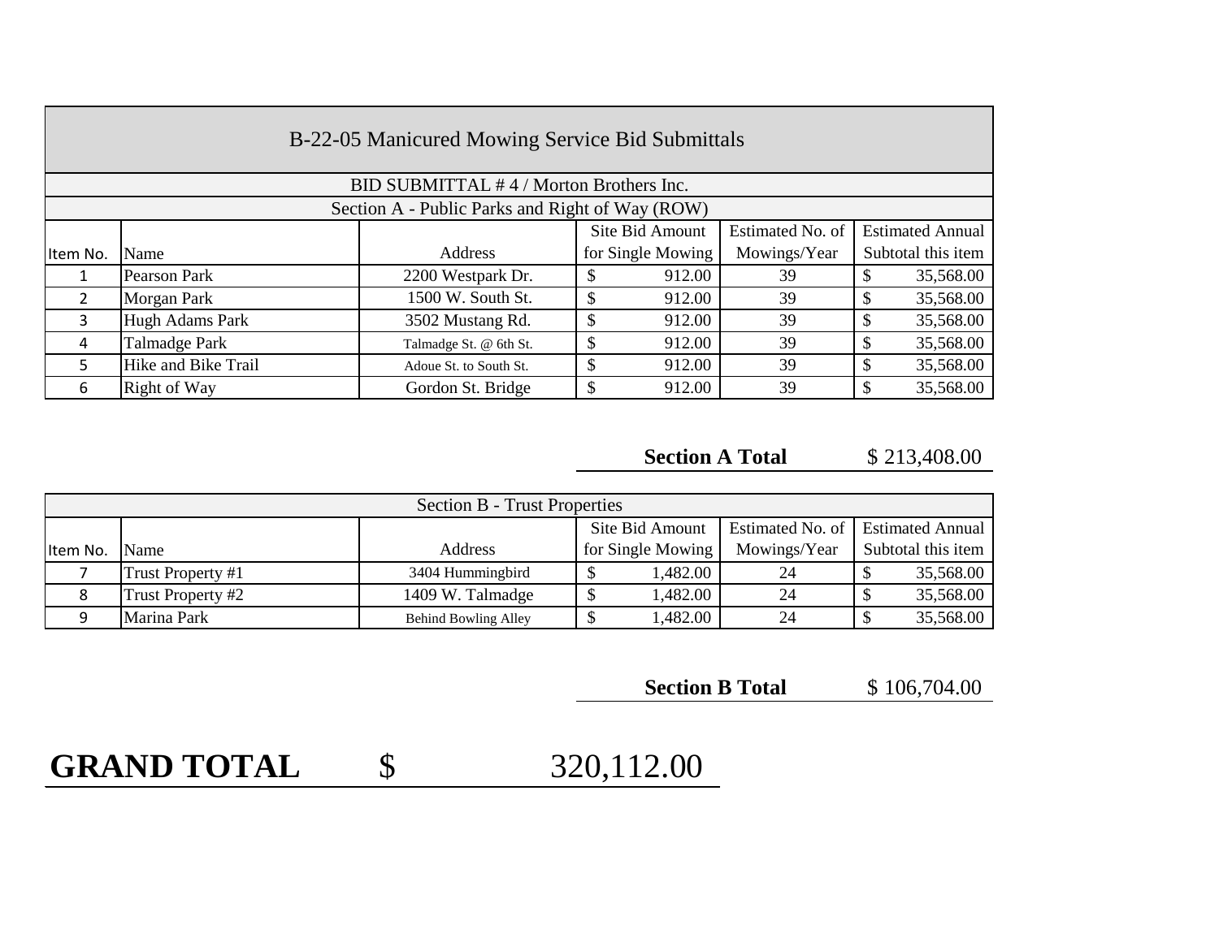# B-22-05 Manicured Mowing Service Bid Submittals

## BID SUBMITTAL # 4 / Morton Brothers Inc.

### Section A - Public Parks and Right of Way (ROW)

| Item No. | Name | Address | Site Bid Amount for Single Mowing | Estimated No. of Mowings/Year | Estimated Annual Subtotal this item |
|---|---|---|---|---|---|
| 1 | Pearson Park | 2200 Westpark Dr. | $ 912.00 | 39 | $ 35,568.00 |
| 2 | Morgan Park | 1500 W. South St. | $ 912.00 | 39 | $ 35,568.00 |
| 3 | Hugh Adams Park | 3502 Mustang Rd. | $ 912.00 | 39 | $ 35,568.00 |
| 4 | Talmadge Park | Talmadge St. @ 6th St. | $ 912.00 | 39 | $ 35,568.00 |
| 5 | Hike and Bike Trail | Adoue St. to South St. | $ 912.00 | 39 | $ 35,568.00 |
| 6 | Right of Way | Gordon St. Bridge | $ 912.00 | 39 | $ 35,568.00 |

**Section A Total** $ 213,408.00

### Section B - Trust Properties

| Item No. | Name | Address | Site Bid Amount for Single Mowing | Estimated No. of Mowings/Year | Estimated Annual Subtotal this item |
|---|---|---|---|---|---|
| 7 | Trust Property #1 | 3404 Hummingbird | $ 1,482.00 | 24 | $ 35,568.00 |
| 8 | Trust Property #2 | 1409 W. Talmadge | $ 1,482.00 | 24 | $ 35,568.00 |
| 9 | Marina Park | Behind Bowling Alley | $ 1,482.00 | 24 | $ 35,568.00 |

**Section B Total** $ 106,704.00

**GRAND TOTAL** $ 320,112.00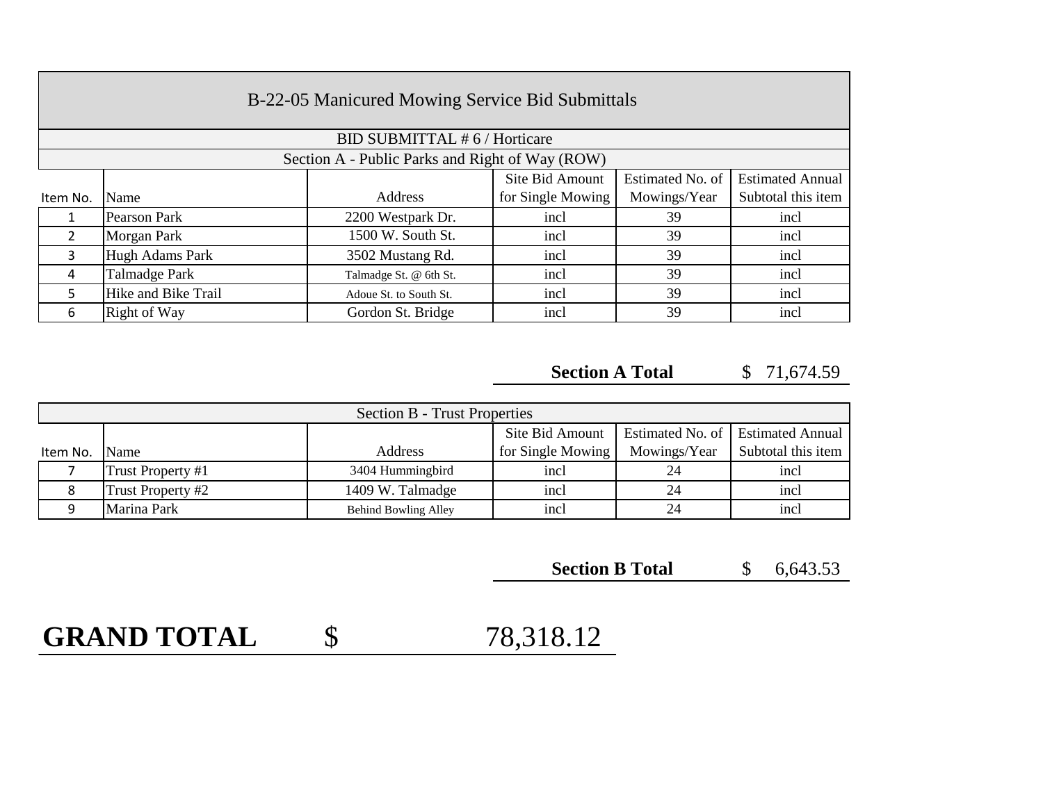# B-22-05 Manicured Mowing Service Bid Submittals

## BID SUBMITTAL # 6 / Horticare

### Section A - Public Parks and Right of Way (ROW)

| Item No. | Name | Address | Site Bid Amount for Single Mowing | Estimated No. of Mowings/Year | Estimated Annual Subtotal this item |
|---|---|---|---|---|---|
| 1 | Pearson Park | 2200 Westpark Dr. | incl | 39 | incl |
| 2 | Morgan Park | 1500 W. South St. | incl | 39 | incl |
| 3 | Hugh Adams Park | 3502 Mustang Rd. | incl | 39 | incl |
| 4 | Talmadge Park | Talmadge St. @ 6th St. | incl | 39 | incl |
| 5 | Hike and Bike Trail | Adoue St. to South St. | incl | 39 | incl |
| 6 | Right of Way | Gordon St. Bridge | incl | 39 | incl |

**Section A Total** $ 71,674.59

### Section B - Trust Properties

| Item No. | Name | Address | Site Bid Amount for Single Mowing | Estimated No. of Mowings/Year | Estimated Annual Subtotal this item |
|---|---|---|---|---|---|
| 7 | Trust Property #1 | 3404 Hummingbird | incl | 24 | incl |
| 8 | Trust Property #2 | 1409 W. Talmadge | incl | 24 | incl |
| 9 | Marina Park | Behind Bowling Alley | incl | 24 | incl |

**Section B Total** $ 6,643.53

**GRAND TOTAL** $ 78,318.12